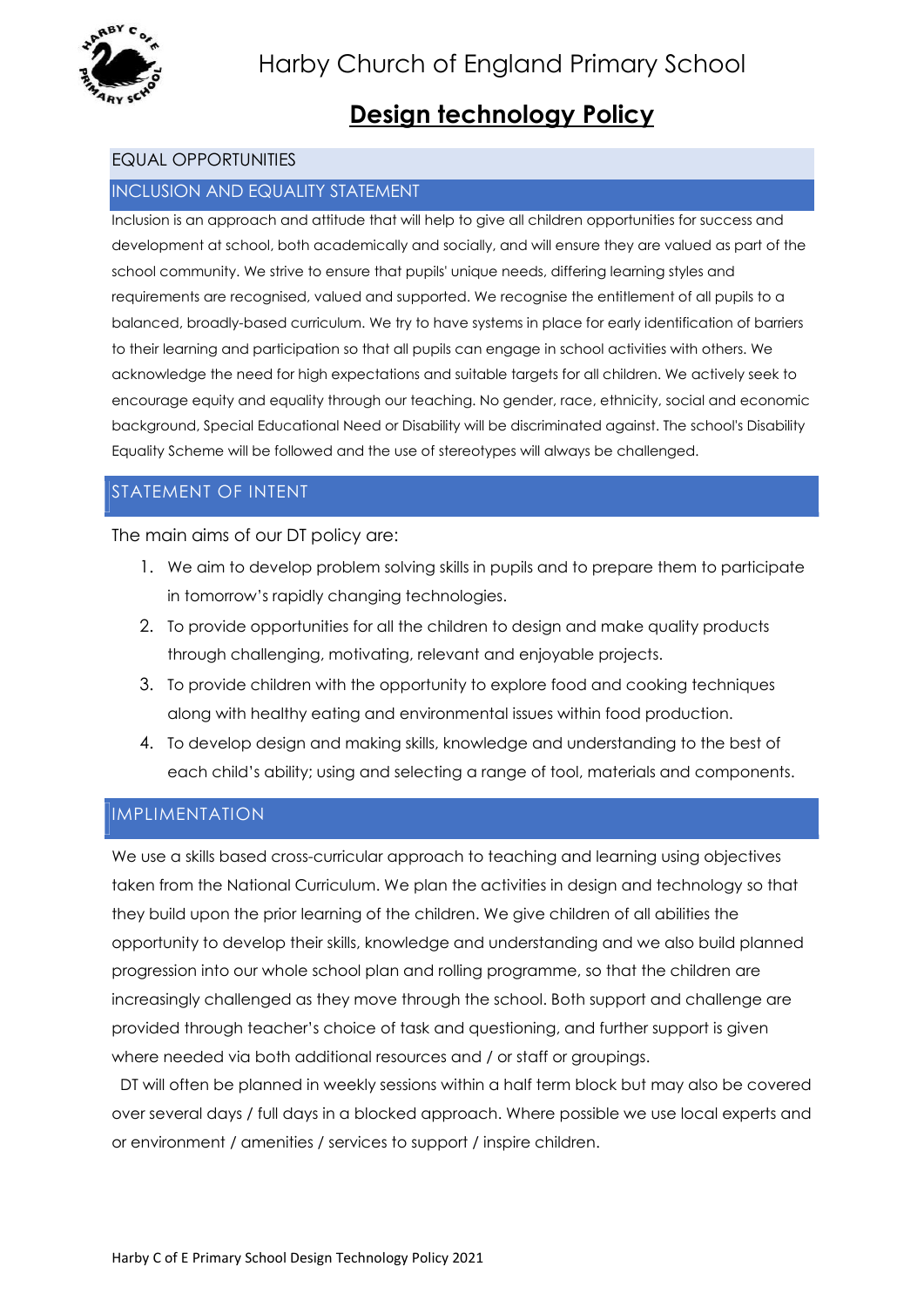# Harby Church of England Primary School

## Design technology Policy

### EQUAL OPPORTUNITIES

### INCLUSION AND EQUALITY STATEMENT

Inclusion is an approach and attitude that will help to give all children opportunities for success and development at school, both academically and socially, and will ensure they are valued as part of the school community. We strive to ensure that pupils' unique needs, differing learning styles and requirements are recognised, valued and supported. We recognise the entitlement of all pupils to a balanced, broadly-based curriculum. We try to have systems in place for early identification of barriers to their learning and participation so that all pupils can engage in school activities with others. We acknowledge the need for high expectations and suitable targets for all children. We actively seek to encourage equity and equality through our teaching. No gender, race, ethnicity, social and economic background, Special Educational Need or Disability will be discriminated against. The school's Disability Equality Scheme will be followed and the use of stereotypes will always be challenged.

### STATEMENT OF INTENT

The main aims of our DT policy are:

1. We aim to develop problem solving skills in pupils and to prepare them to participate in tomorrow's rapidly changing technologies.
2. To provide opportunities for all the children to design and make quality products through challenging, motivating, relevant and enjoyable projects.
3. To provide children with the opportunity to explore food and cooking techniques along with healthy eating and environmental issues within food production.
4. To develop design and making skills, knowledge and understanding to the best of each child's ability; using and selecting a range of tool, materials and components.

### IMPLIMENTATION

We use a skills based cross-curricular approach to teaching and learning using objectives taken from the National Curriculum. We plan the activities in design and technology so that they build upon the prior learning of the children. We give children of all abilities the opportunity to develop their skills, knowledge and understanding and we also build planned progression into our whole school plan and rolling programme, so that the children are increasingly challenged as they move through the school. Both support and challenge are provided through teacher's choice of task and questioning, and further support is given where needed via both additional resources and / or staff or groupings.

DT will often be planned in weekly sessions within a half term block but may also be covered over several days / full days in a blocked approach. Where possible we use local experts and or environment / amenities / services to support / inspire children.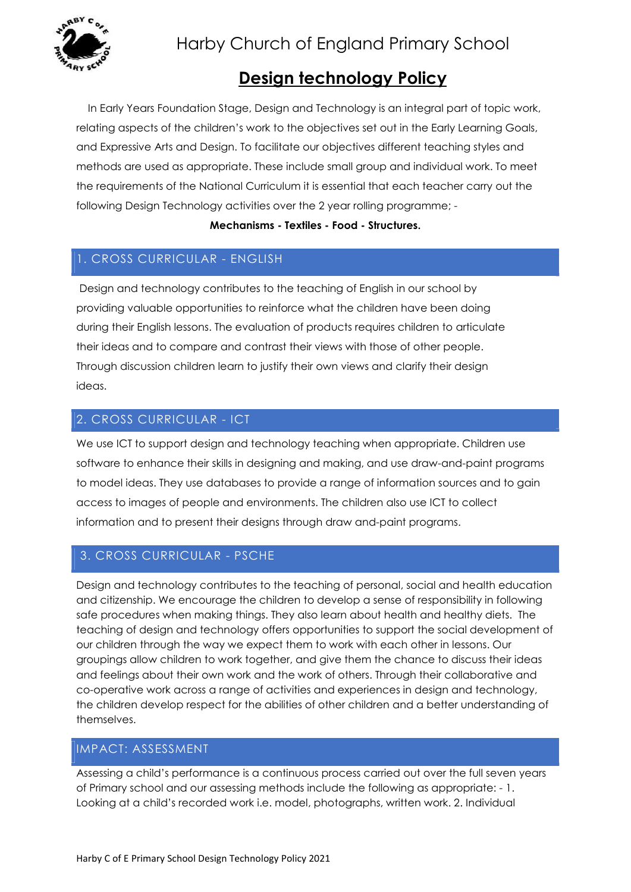# Harby Church of England Primary School

## Design technology Policy

In Early Years Foundation Stage, Design and Technology is an integral part of topic work, relating aspects of the children's work to the objectives set out in the Early Learning Goals, and Expressive Arts and Design. To facilitate our objectives different teaching styles and methods are used as appropriate. These include small group and individual work. To meet the requirements of the National Curriculum it is essential that each teacher carry out the following Design Technology activities over the 2 year rolling programme; -

**Mechanisms - Textiles - Food - Structures.**

### 1. CROSS CURRICULAR - ENGLISH

Design and technology contributes to the teaching of English in our school by providing valuable opportunities to reinforce what the children have been doing during their English lessons. The evaluation of products requires children to articulate their ideas and to compare and contrast their views with those of other people. Through discussion children learn to justify their own views and clarify their design ideas.

### 2. CROSS CURRICULAR - ICT

We use ICT to support design and technology teaching when appropriate. Children use software to enhance their skills in designing and making, and use draw-and-paint programs to model ideas. They use databases to provide a range of information sources and to gain access to images of people and environments. The children also use ICT to collect information and to present their designs through draw and-paint programs.

### 3. CROSS CURRICULAR - PSCHE

Design and technology contributes to the teaching of personal, social and health education and citizenship. We encourage the children to develop a sense of responsibility in following safe procedures when making things. They also learn about health and healthy diets. The teaching of design and technology offers opportunities to support the social development of our children through the way we expect them to work with each other in lessons. Our groupings allow children to work together, and give them the chance to discuss their ideas and feelings about their own work and the work of others. Through their collaborative and co-operative work across a range of activities and experiences in design and technology, the children develop respect for the abilities of other children and a better understanding of themselves.

### IMPACT: ASSESSMENT

Assessing a child's performance is a continuous process carried out over the full seven years of Primary school and our assessing methods include the following as appropriate: - 1. Looking at a child's recorded work i.e. model, photographs, written work. 2. Individual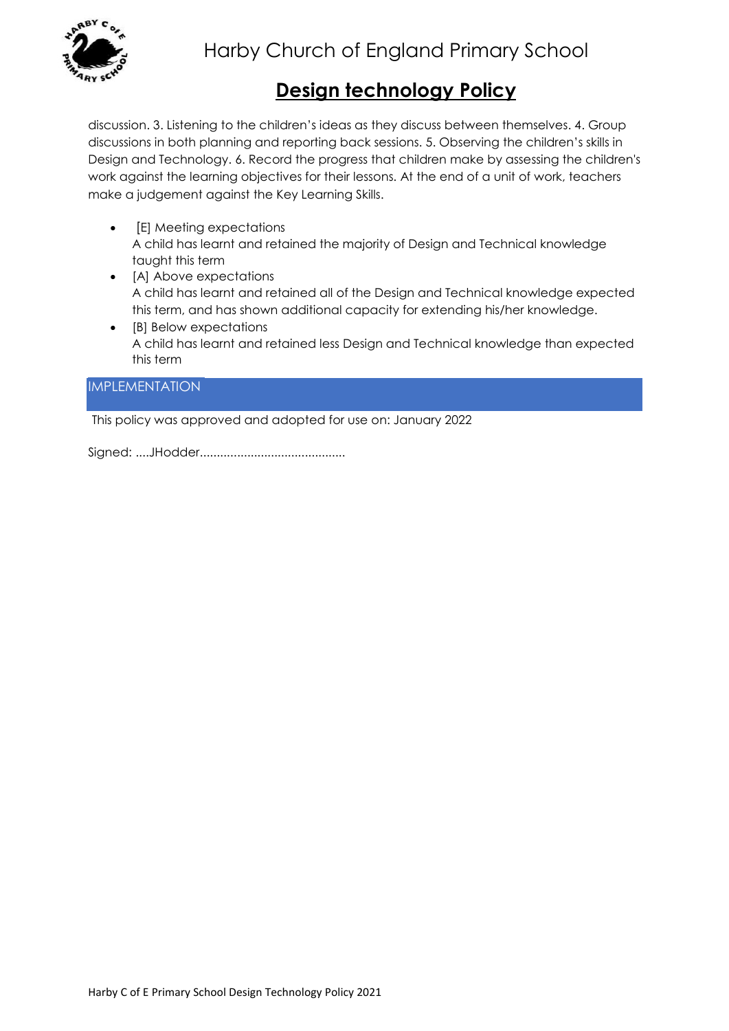discussion. 3. Listening to the children's ideas as they discuss between themselves. 4. Group discussions in both planning and reporting back sessions. 5. Observing the children's skills in Design and Technology. 6. Record the progress that children make by assessing the children's work against the learning objectives for their lessons. At the end of a unit of work, teachers make a judgement against the Key Learning Skills.

- [E] Meeting expectations
  A child has learnt and retained the majority of Design and Technical knowledge taught this term
- [A] Above expectations
  A child has learnt and retained all of the Design and Technical knowledge expected this term, and has shown additional capacity for extending his/her knowledge.
- [B] Below expectations
  A child has learnt and retained less Design and Technical knowledge than expected this term

## IMPLEMENTATION

This policy was approved and adopted for use on: January 2022

Signed: ....JHodder...........................................